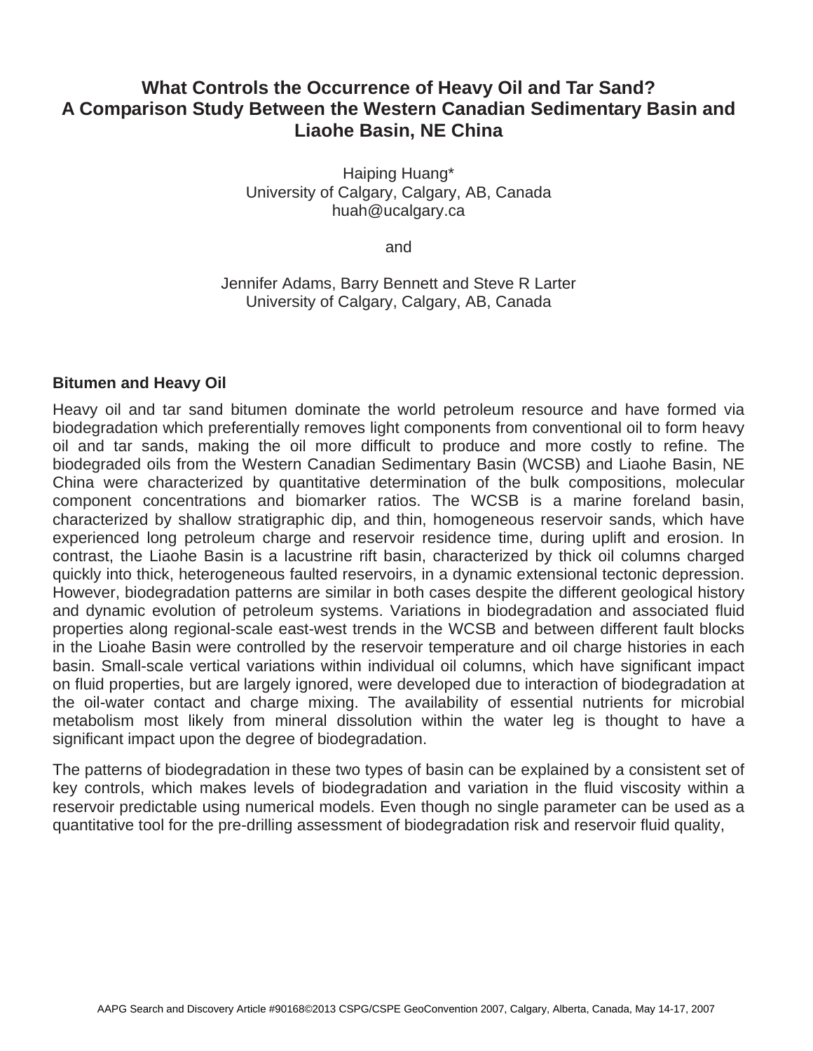# What Controls the Occurrence of Heavy Oil and Tar Sand? A Comparison Study Between the Western Canadian Sedimentary Basin and Liaohe Basin, NE China

Haiping Huang*
University of Calgary, Calgary, AB, Canada
huah@ucalgary.ca

and

Jennifer Adams, Barry Bennett and Steve R Larter
University of Calgary, Calgary, AB, Canada

## Bitumen and Heavy Oil

Heavy oil and tar sand bitumen dominate the world petroleum resource and have formed via biodegradation which preferentially removes light components from conventional oil to form heavy oil and tar sands, making the oil more difficult to produce and more costly to refine. The biodegraded oils from the Western Canadian Sedimentary Basin (WCSB) and Liaohe Basin, NE China were characterized by quantitative determination of the bulk compositions, molecular component concentrations and biomarker ratios. The WCSB is a marine foreland basin, characterized by shallow stratigraphic dip, and thin, homogeneous reservoir sands, which have experienced long petroleum charge and reservoir residence time, during uplift and erosion. In contrast, the Liaohe Basin is a lacustrine rift basin, characterized by thick oil columns charged quickly into thick, heterogeneous faulted reservoirs, in a dynamic extensional tectonic depression. However, biodegradation patterns are similar in both cases despite the different geological history and dynamic evolution of petroleum systems. Variations in biodegradation and associated fluid properties along regional-scale east-west trends in the WCSB and between different fault blocks in the Lioahe Basin were controlled by the reservoir temperature and oil charge histories in each basin. Small-scale vertical variations within individual oil columns, which have significant impact on fluid properties, but are largely ignored, were developed due to interaction of biodegradation at the oil-water contact and charge mixing. The availability of essential nutrients for microbial metabolism most likely from mineral dissolution within the water leg is thought to have a significant impact upon the degree of biodegradation.

The patterns of biodegradation in these two types of basin can be explained by a consistent set of key controls, which makes levels of biodegradation and variation in the fluid viscosity within a reservoir predictable using numerical models. Even though no single parameter can be used as a quantitative tool for the pre-drilling assessment of biodegradation risk and reservoir fluid quality,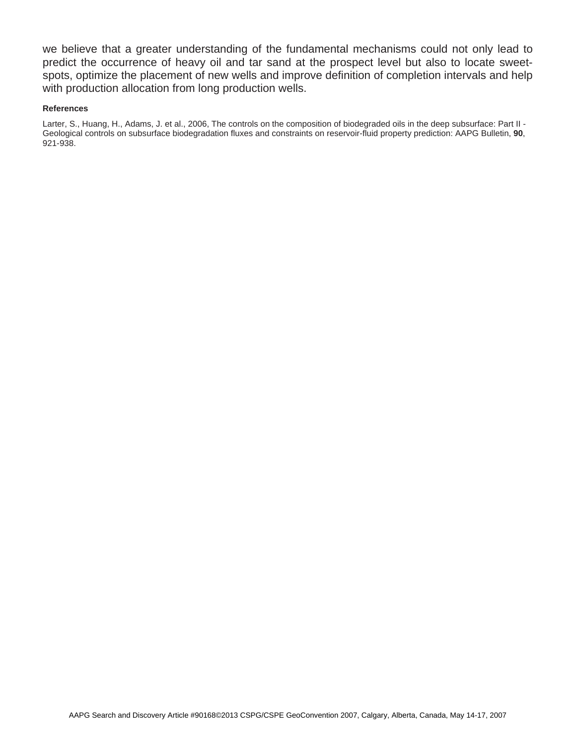we believe that a greater understanding of the fundamental mechanisms could not only lead to predict the occurrence of heavy oil and tar sand at the prospect level but also to locate sweet-spots, optimize the placement of new wells and improve definition of completion intervals and help with production allocation from long production wells.

#### References

Larter, S., Huang, H., Adams, J. et al., 2006, The controls on the composition of biodegraded oils in the deep subsurface: Part II - Geological controls on subsurface biodegradation fluxes and constraints on reservoir-fluid property prediction: AAPG Bulletin, **90**, 921-938.